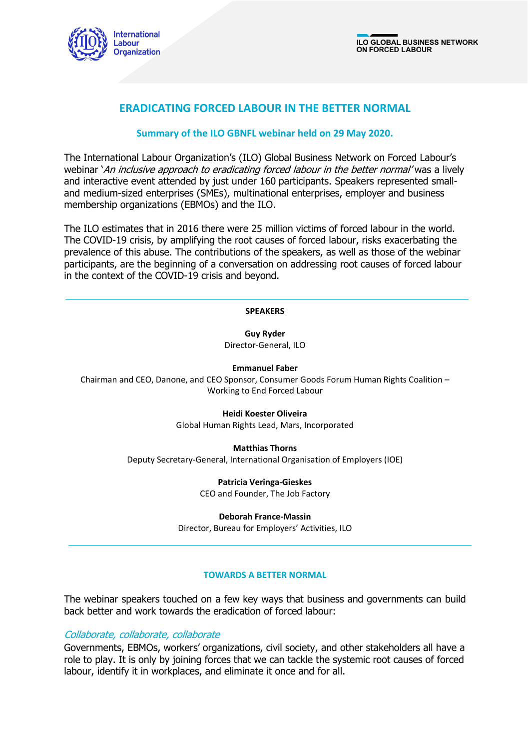# ERADICATING FORCED LABOUR IN THE BETTER NORMAL

## Summary of the ILO GBNFL webinar held on 29 May 2020.

The International Labour Organization's (ILO) Global Business Network on Forced Labour's webinar '*An inclusive approach to eradicating forced labour in the better normal*' was a lively and interactive event attended by just under 160 participants. Speakers represented small- and medium-sized enterprises (SMEs), multinational enterprises, employer and business membership organizations (EBMOs) and the ILO.

The ILO estimates that in 2016 there were 25 million victims of forced labour in the world. The COVID-19 crisis, by amplifying the root causes of forced labour, risks exacerbating the prevalence of this abuse. The contributions of the speakers, as well as those of the webinar participants, are the beginning of a conversation on addressing root causes of forced labour in the context of the COVID-19 crisis and beyond.

---

**SPEAKERS**

**Guy Ryder**
Director-General, ILO

**Emmanuel Faber**
Chairman and CEO, Danone, and CEO Sponsor, Consumer Goods Forum Human Rights Coalition – Working to End Forced Labour

**Heidi Koester Oliveira**
Global Human Rights Lead, Mars, Incorporated

**Matthias Thorns**
Deputy Secretary-General, International Organisation of Employers (IOE)

**Patricia Veringa-Gieskes**
CEO and Founder, The Job Factory

**Deborah France-Massin**
Director, Bureau for Employers' Activities, ILO

---

### TOWARDS A BETTER NORMAL

The webinar speakers touched on a few key ways that business and governments can build back better and work towards the eradication of forced labour:

*Collaborate, collaborate, collaborate*

Governments, EBMOs, workers' organizations, civil society, and other stakeholders all have a role to play. It is only by joining forces that we can tackle the systemic root causes of forced labour, identify it in workplaces, and eliminate it once and for all.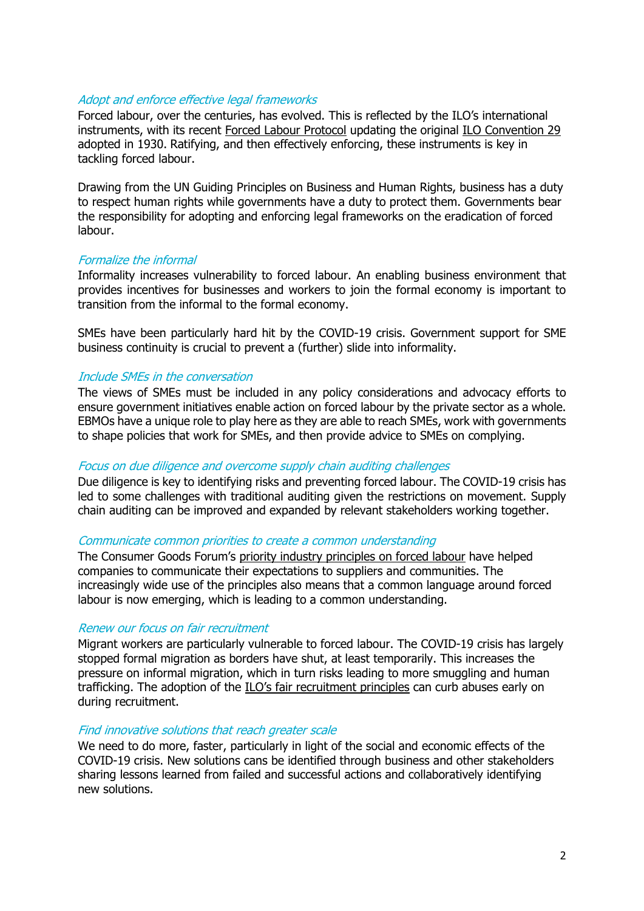*Adopt and enforce effective legal frameworks*

Forced labour, over the centuries, has evolved. This is reflected by the ILO's international instruments, with its recent Forced Labour Protocol updating the original ILO Convention 29 adopted in 1930. Ratifying, and then effectively enforcing, these instruments is key in tackling forced labour.

Drawing from the UN Guiding Principles on Business and Human Rights, business has a duty to respect human rights while governments have a duty to protect them. Governments bear the responsibility for adopting and enforcing legal frameworks on the eradication of forced labour.

*Formalize the informal*

Informality increases vulnerability to forced labour. An enabling business environment that provides incentives for businesses and workers to join the formal economy is important to transition from the informal to the formal economy.

SMEs have been particularly hard hit by the COVID-19 crisis. Government support for SME business continuity is crucial to prevent a (further) slide into informality.

*Include SMEs in the conversation*

The views of SMEs must be included in any policy considerations and advocacy efforts to ensure government initiatives enable action on forced labour by the private sector as a whole. EBMOs have a unique role to play here as they are able to reach SMEs, work with governments to shape policies that work for SMEs, and then provide advice to SMEs on complying.

*Focus on due diligence and overcome supply chain auditing challenges*

Due diligence is key to identifying risks and preventing forced labour. The COVID-19 crisis has led to some challenges with traditional auditing given the restrictions on movement. Supply chain auditing can be improved and expanded by relevant stakeholders working together.

*Communicate common priorities to create a common understanding*

The Consumer Goods Forum's priority industry principles on forced labour have helped companies to communicate their expectations to suppliers and communities. The increasingly wide use of the principles also means that a common language around forced labour is now emerging, which is leading to a common understanding.

*Renew our focus on fair recruitment*

Migrant workers are particularly vulnerable to forced labour. The COVID-19 crisis has largely stopped formal migration as borders have shut, at least temporarily. This increases the pressure on informal migration, which in turn risks leading to more smuggling and human trafficking. The adoption of the ILO's fair recruitment principles can curb abuses early on during recruitment.

*Find innovative solutions that reach greater scale*

We need to do more, faster, particularly in light of the social and economic effects of the COVID-19 crisis. New solutions cans be identified through business and other stakeholders sharing lessons learned from failed and successful actions and collaboratively identifying new solutions.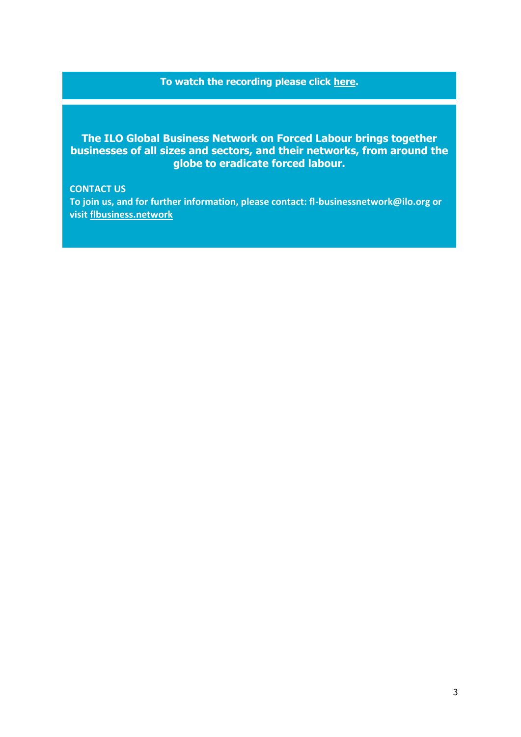**To watch the recording please click here.**

**The ILO Global Business Network on Forced Labour brings together businesses of all sizes and sectors, and their networks, from around the globe to eradicate forced labour.**

**CONTACT US**

**To join us, and for further information, please contact: fl-businessnetwork@ilo.org or visit flbusiness.network**